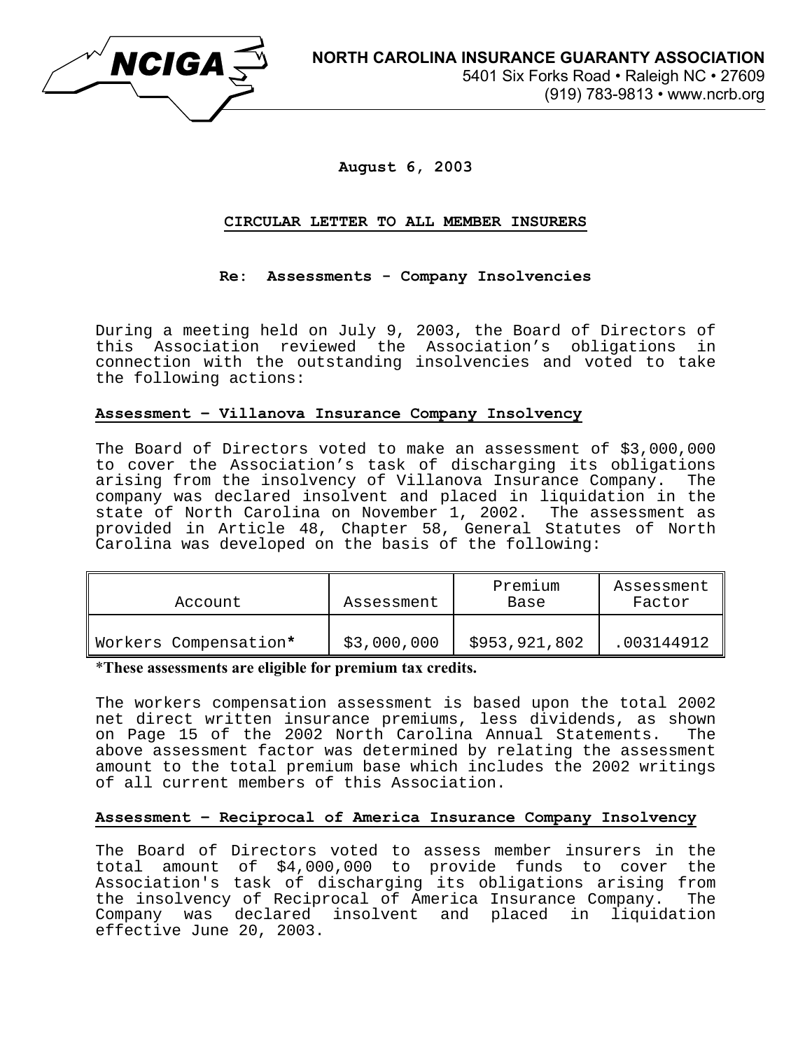NCIGA

**NORTH CAROLINA INSURANCE GUARANTY ASSOCIATION**
5401 Six Forks Road • Raleigh NC • 27609
(919) 783-9813 • www.ncrb.org

**August 6, 2003**

**CIRCULAR LETTER TO ALL MEMBER INSURERS**

**Re: Assessments - Company Insolvencies**

During a meeting held on July 9, 2003, the Board of Directors of this Association reviewed the Association's obligations in connection with the outstanding insolvencies and voted to take the following actions:

**Assessment – Villanova Insurance Company Insolvency**

The Board of Directors voted to make an assessment of $3,000,000 to cover the Association's task of discharging its obligations arising from the insolvency of Villanova Insurance Company. The company was declared insolvent and placed in liquidation in the state of North Carolina on November 1, 2002. The assessment as provided in Article 48, Chapter 58, General Statutes of North Carolina was developed on the basis of the following:

| Account | Assessment | Premium Base | Assessment Factor |
|---|---|---|---|
| Workers Compensation* | $3,000,000 | $953,921,802 | .003144912 |

***These assessments are eligible for premium tax credits.**

The workers compensation assessment is based upon the total 2002 net direct written insurance premiums, less dividends, as shown on Page 15 of the 2002 North Carolina Annual Statements. The above assessment factor was determined by relating the assessment amount to the total premium base which includes the 2002 writings of all current members of this Association.

**Assessment – Reciprocal of America Insurance Company Insolvency**

The Board of Directors voted to assess member insurers in the total amount of $4,000,000 to provide funds to cover the Association's task of discharging its obligations arising from the insolvency of Reciprocal of America Insurance Company. The Company was declared insolvent and placed in liquidation effective June 20, 2003.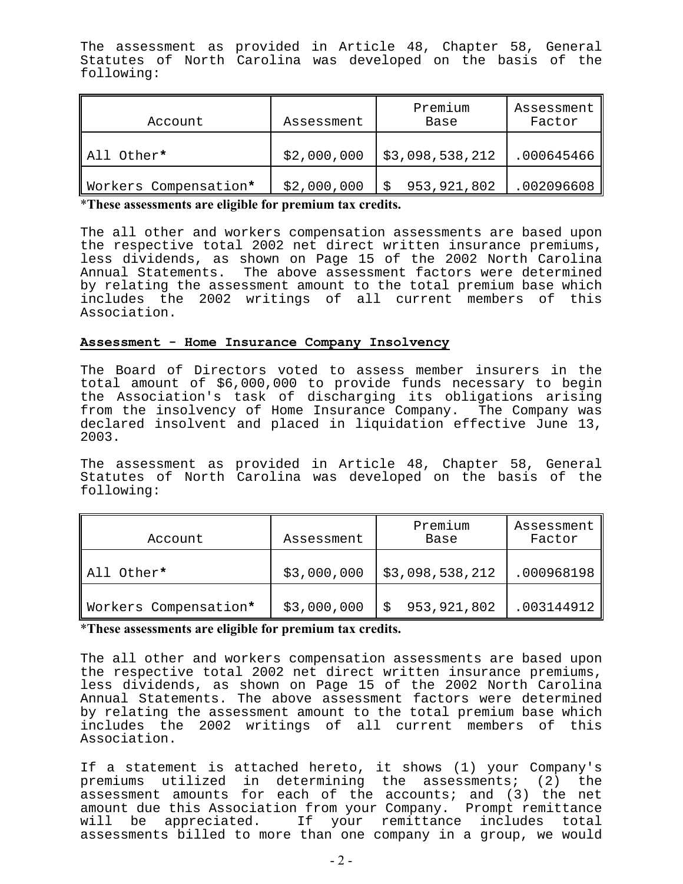The assessment as provided in Article 48, Chapter 58, General Statutes of North Carolina was developed on the basis of the following:

| Account | Assessment | Premium Base | Assessment Factor |
|---|---|---|---|
| All Other* | $2,000,000 | $3,098,538,212 | .000645466 |
| Workers Compensation* | $2,000,000 | $ 953,921,802 | .002096608 |

***These assessments are eligible for premium tax credits.**

The all other and workers compensation assessments are based upon the respective total 2002 net direct written insurance premiums, less dividends, as shown on Page 15 of the 2002 North Carolina Annual Statements. The above assessment factors were determined by relating the assessment amount to the total premium base which includes the 2002 writings of all current members of this Association.

**Assessment - Home Insurance Company Insolvency**

The Board of Directors voted to assess member insurers in the total amount of $6,000,000 to provide funds necessary to begin the Association's task of discharging its obligations arising from the insolvency of Home Insurance Company. The Company was declared insolvent and placed in liquidation effective June 13, 2003.

The assessment as provided in Article 48, Chapter 58, General Statutes of North Carolina was developed on the basis of the following:

| Account | Assessment | Premium Base | Assessment Factor |
|---|---|---|---|
| All Other* | $3,000,000 | $3,098,538,212 | .000968198 |
| Workers Compensation* | $3,000,000 | $ 953,921,802 | .003144912 |

***These assessments are eligible for premium tax credits.**

The all other and workers compensation assessments are based upon the respective total 2002 net direct written insurance premiums, less dividends, as shown on Page 15 of the 2002 North Carolina Annual Statements. The above assessment factors were determined by relating the assessment amount to the total premium base which includes the 2002 writings of all current members of this Association.

If a statement is attached hereto, it shows (1) your Company's premiums utilized in determining the assessments; (2) the assessment amounts for each of the accounts; and (3) the net amount due this Association from your Company. Prompt remittance will be appreciated. If your remittance includes total assessments billed to more than one company in a group, we would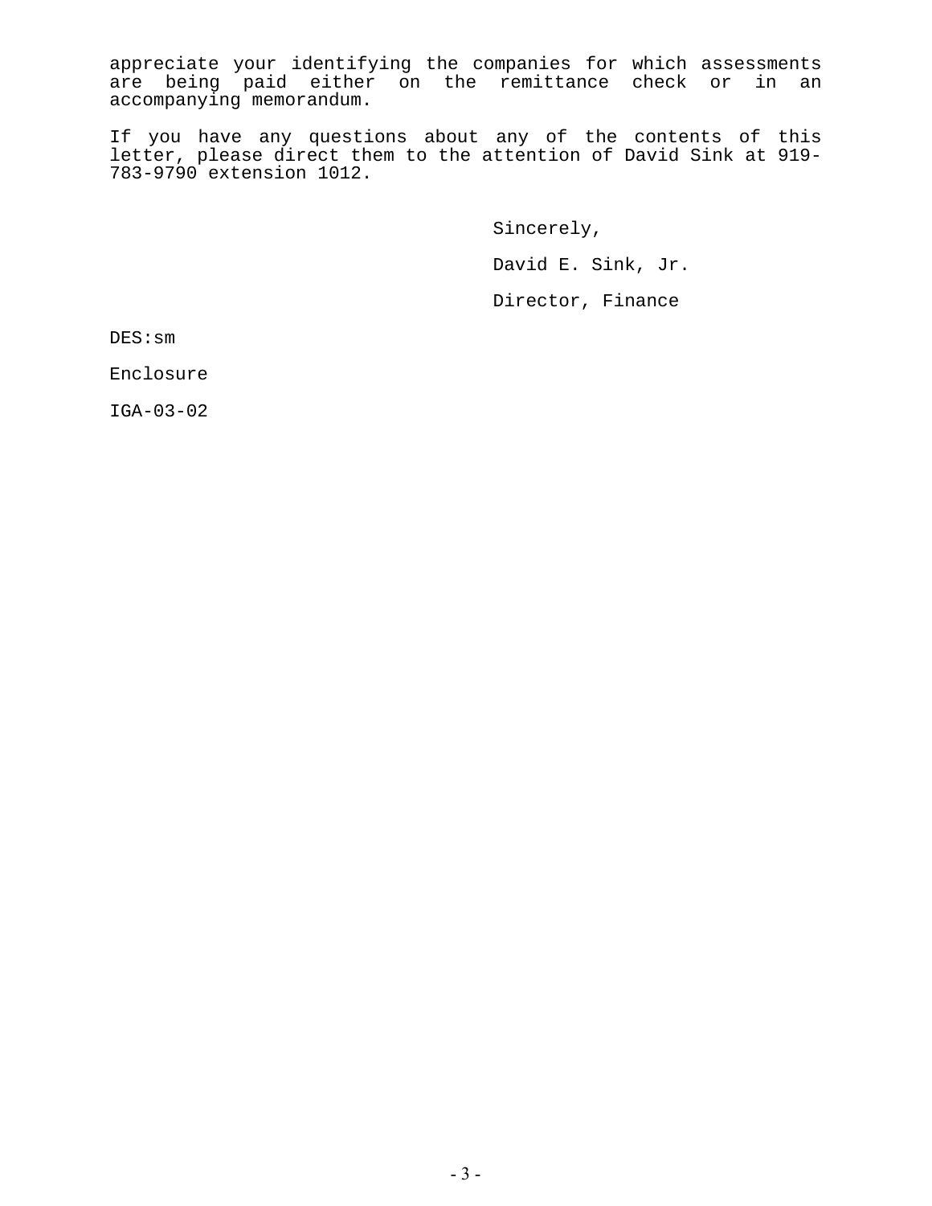appreciate your identifying the companies for which assessments are being paid either on the remittance check or in an accompanying memorandum.

If you have any questions about any of the contents of this letter, please direct them to the attention of David Sink at 919-783-9790 extension 1012.

Sincerely,

David E. Sink, Jr.

Director, Finance

DES:sm

Enclosure

IGA-03-02